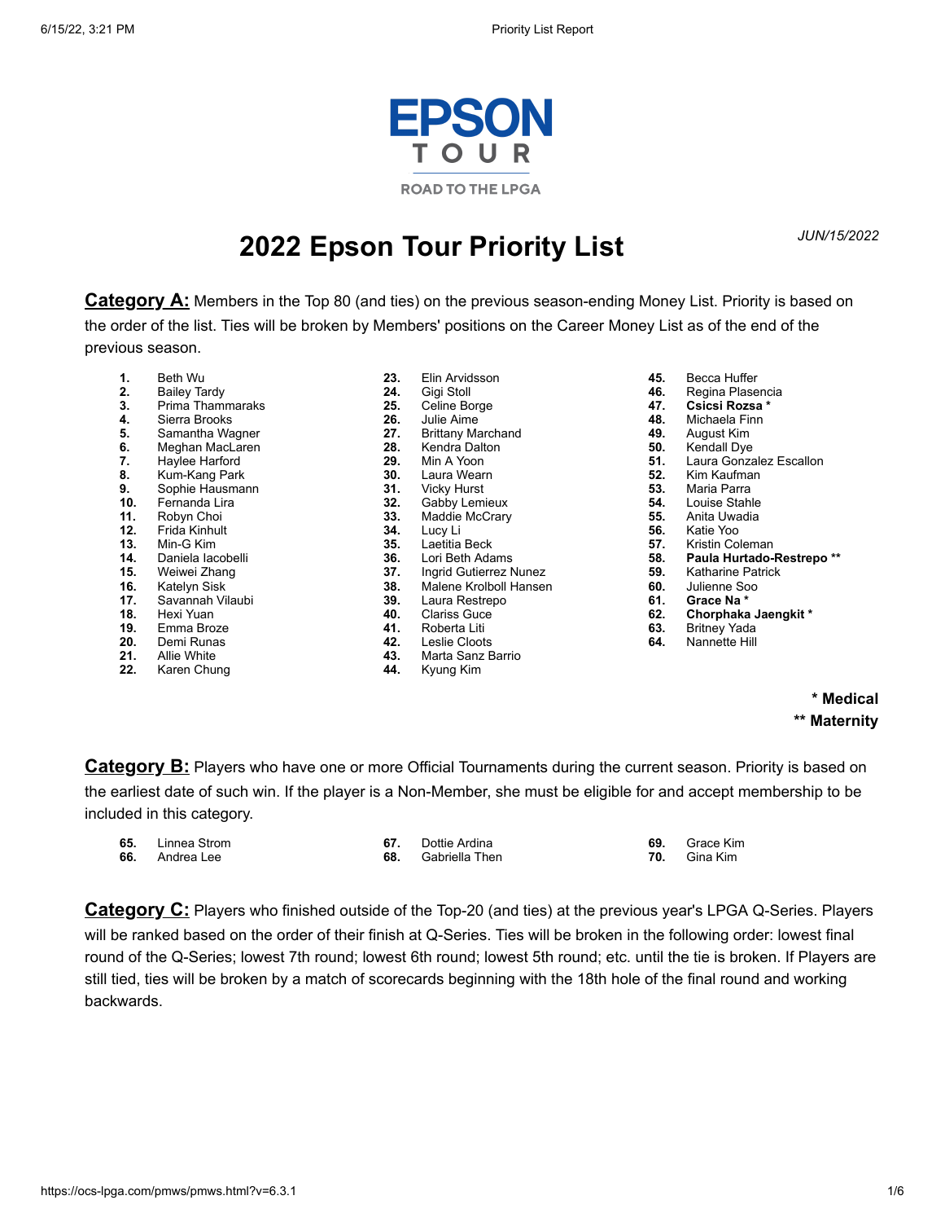EPSON TOUR

ROAD TO THE LPGA

# 2022 Epson Tour Priority List

*JUN/15/2022*

**Category A:** Members in the Top 80 (and ties) on the previous season-ending Money List. Priority is based on the order of the list. Ties will be broken by Members' positions on the Career Money List as of the end of the previous season.

1. Beth Wu
2. Bailey Tardy
3. Prima Thammaraks
4. Sierra Brooks
5. Samantha Wagner
6. Meghan MacLaren
7. Haylee Harford
8. Kum-Kang Park
9. Sophie Hausmann
10. Fernanda Lira
11. Robyn Choi
12. Frida Kinhult
13. Min-G Kim
14. Daniela Iacobelli
15. Weiwei Zhang
16. Katelyn Sisk
17. Savannah Vilaubi
18. Hexi Yuan
19. Emma Broze
20. Demi Runas
21. Allie White
22. Karen Chung
23. Elin Arvidsson
24. Gigi Stoll
25. Celine Borge
26. Julie Aime
27. Brittany Marchand
28. Kendra Dalton
29. Min A Yoon
30. Laura Wearn
31. Vicky Hurst
32. Gabby Lemieux
33. Maddie McCrary
34. Lucy Li
35. Laetitia Beck
36. Lori Beth Adams
37. Ingrid Gutierrez Nunez
38. Malene Krolboll Hansen
39. Laura Restrepo
40. Clariss Guce
41. Roberta Liti
42. Leslie Cloots
43. Marta Sanz Barrio
44. Kyung Kim
45. Becca Huffer
46. Regina Plasencia
47. **Csicsi Rozsa ***
48. Michaela Finn
49. August Kim
50. Kendall Dye
51. Laura Gonzalez Escallon
52. Kim Kaufman
53. Maria Parra
54. Louise Stahle
55. Anita Uwadia
56. Katie Yoo
57. Kristin Coleman
58. **Paula Hurtado-Restrepo ****
59. Katharine Patrick
60. Julienne Soo
61. **Grace Na ***
62. **Chorphaka Jaengkit ***
63. Britney Yada
64. Nannette Hill

**\* Medical**
**\*\* Maternity**

**Category B:** Players who have one or more Official Tournaments during the current season. Priority is based on the earliest date of such win. If the player is a Non-Member, she must be eligible for and accept membership to be included in this category.

65. Linnea Strom
66. Andrea Lee
67. Dottie Ardina
68. Gabriella Then
69. Grace Kim
70. Gina Kim

**Category C:** Players who finished outside of the Top-20 (and ties) at the previous year's LPGA Q-Series. Players will be ranked based on the order of their finish at Q-Series. Ties will be broken in the following order: lowest final round of the Q-Series; lowest 7th round; lowest 6th round; lowest 5th round; etc. until the tie is broken. If Players are still tied, ties will be broken by a match of scorecards beginning with the 18th hole of the final round and working backwards.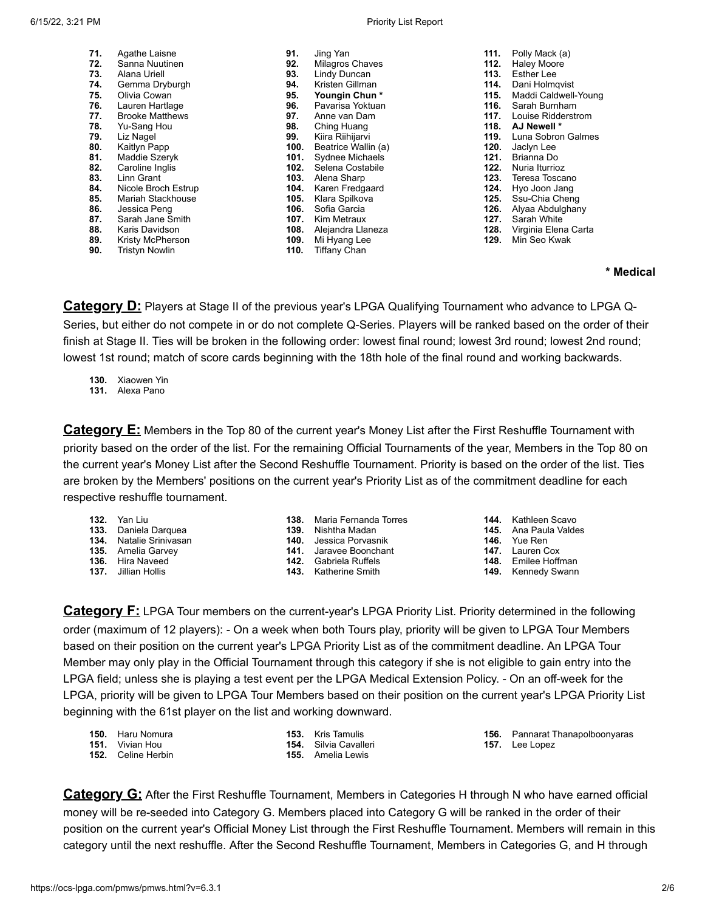71. Agathe Laisne
72. Sanna Nuutinen
73. Alana Uriell
74. Gemma Dryburgh
75. Olivia Cowan
76. Lauren Hartlage
77. Brooke Matthews
78. Yu-Sang Hou
79. Liz Nagel
80. Kaitlyn Papp
81. Maddie Szeryk
82. Caroline Inglis
83. Linn Grant
84. Nicole Broch Estrup
85. Mariah Stackhouse
86. Jessica Peng
87. Sarah Jane Smith
88. Karis Davidson
89. Kristy McPherson
90. Tristyn Nowlin
91. Jing Yan
92. Milagros Chaves
93. Lindy Duncan
94. Kristen Gillman
95. **Youngin Chun** *
96. Pavarisa Yoktuan
97. Anne van Dam
98. Ching Huang
99. Kiira Riihijarvi
100. Beatrice Wallin (a)
101. Sydnee Michaels
102. Selena Costabile
103. Alena Sharp
104. Karen Fredgaard
105. Klara Spilkova
106. Sofia Garcia
107. Kim Metraux
108. Alejandra Llaneza
109. Mi Hyang Lee
110. Tiffany Chan
111. Polly Mack (a)
112. Haley Moore
113. Esther Lee
114. Dani Holmqvist
115. Maddi Caldwell-Young
116. Sarah Burnham
117. Louise Ridderstrom
118. **AJ Newell** *
119. Luna Sobron Galmes
120. Jaclyn Lee
121. Brianna Do
122. Nuria Iturrioz
123. Teresa Toscano
124. Hyo Joon Jang
125. Ssu-Chia Cheng
126. Alyaa Abdulghany
127. Sarah White
128. Virginia Elena Carta
129. Min Seo Kwak

**\* Medical**

**Category D:** Players at Stage II of the previous year's LPGA Qualifying Tournament who advance to LPGA Q-Series, but either do not compete in or do not complete Q-Series. Players will be ranked based on the order of their finish at Stage II. Ties will be broken in the following order: lowest final round; lowest 3rd round; lowest 2nd round; lowest 1st round; match of score cards beginning with the 18th hole of the final round and working backwards.

130. Xiaowen Yin
131. Alexa Pano

**Category E:** Members in the Top 80 of the current year's Money List after the First Reshuffle Tournament with priority based on the order of the list. For the remaining Official Tournaments of the year, Members in the Top 80 on the current year's Money List after the Second Reshuffle Tournament. Priority is based on the order of the list. Ties are broken by the Members' positions on the current year's Priority List as of the commitment deadline for each respective reshuffle tournament.

132. Yan Liu
133. Daniela Darquea
134. Natalie Srinivasan
135. Amelia Garvey
136. Hira Naveed
137. Jillian Hollis
138. Maria Fernanda Torres
139. Nishtha Madan
140. Jessica Porvasnik
141. Jaravee Boonchant
142. Gabriela Ruffels
143. Katherine Smith
144. Kathleen Scavo
145. Ana Paula Valdes
146. Yue Ren
147. Lauren Cox
148. Emilee Hoffman
149. Kennedy Swann

**Category F:** LPGA Tour members on the current-year's LPGA Priority List. Priority determined in the following order (maximum of 12 players): - On a week when both Tours play, priority will be given to LPGA Tour Members based on their position on the current year's LPGA Priority List as of the commitment deadline. An LPGA Tour Member may only play in the Official Tournament through this category if she is not eligible to gain entry into the LPGA field; unless she is playing a test event per the LPGA Medical Extension Policy. - On an off-week for the LPGA, priority will be given to LPGA Tour Members based on their position on the current year's LPGA Priority List beginning with the 61st player on the list and working downward.

150. Haru Nomura
151. Vivian Hou
152. Celine Herbin
153. Kris Tamulis
154. Silvia Cavalleri
155. Amelia Lewis
156. Pannarat Thanapolboonyaras
157. Lee Lopez

**Category G:** After the First Reshuffle Tournament, Members in Categories H through N who have earned official money will be re-seeded into Category G. Members placed into Category G will be ranked in the order of their position on the current year's Official Money List through the First Reshuffle Tournament. Members will remain in this category until the next reshuffle. After the Second Reshuffle Tournament, Members in Categories G, and H through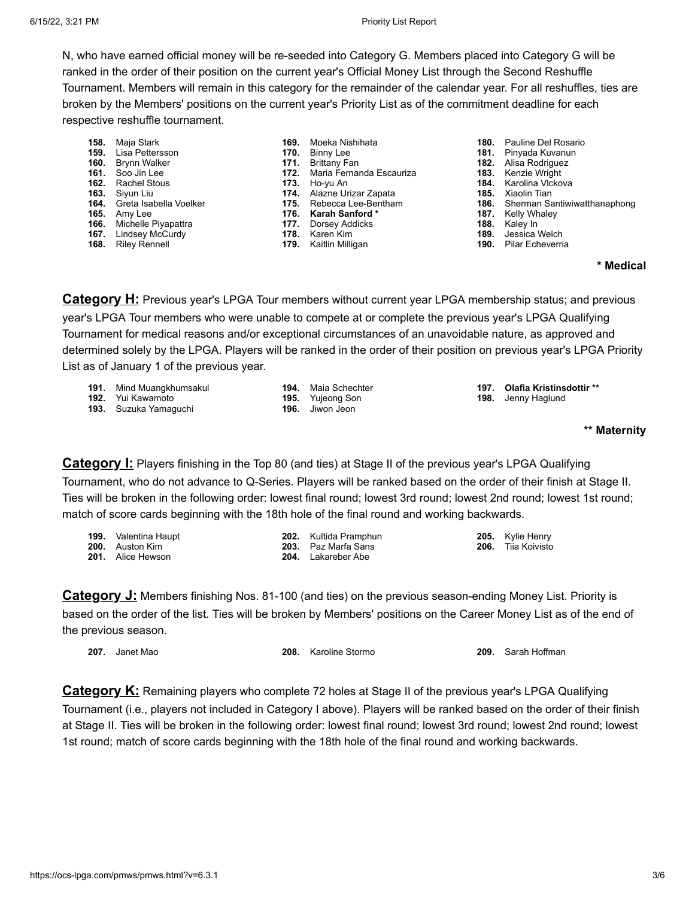N, who have earned official money will be re-seeded into Category G. Members placed into Category G will be ranked in the order of their position on the current year's Official Money List through the Second Reshuffle Tournament. Members will remain in this category for the remainder of the calendar year. For all reshuffles, ties are broken by the Members' positions on the current year's Priority List as of the commitment deadline for each respective reshuffle tournament.

**158.** Maja Stark
**159.** Lisa Pettersson
**160.** Brynn Walker
**161.** Soo Jin Lee
**162.** Rachel Stous
**163.** Siyun Liu
**164.** Greta Isabella Voelker
**165.** Amy Lee
**166.** Michelle Piyapattra
**167.** Lindsey McCurdy
**168.** Riley Rennell
**169.** Moeka Nishihata
**170.** Binny Lee
**171.** Brittany Fan
**172.** Maria Fernanda Escauriza
**173.** Ho-yu An
**174.** Alazne Urizar Zapata
**175.** Rebecca Lee-Bentham
**176.** **Karah Sanford ***
**177.** Dorsey Addicks
**178.** Karen Kim
**179.** Kaitlin Milligan
**180.** Pauline Del Rosario
**181.** Pinyada Kuvanun
**182.** Alisa Rodriguez
**183.** Kenzie Wright
**184.** Karolina Vlckova
**185.** Xiaolin Tian
**186.** Sherman Santiwiwatthanaphong
**187.** Kelly Whaley
**188.** Kaley In
**189.** Jessica Welch
**190.** Pilar Echeverria

**\* Medical**

## Category H:

Previous year's LPGA Tour members without current year LPGA membership status; and previous year's LPGA Tour members who were unable to compete at or complete the previous year's LPGA Qualifying Tournament for medical reasons and/or exceptional circumstances of an unavoidable nature, as approved and determined solely by the LPGA. Players will be ranked in the order of their position on previous year's LPGA Priority List as of January 1 of the previous year.

**191.** Mind Muangkhumsakul
**192.** Yui Kawamoto
**193.** Suzuka Yamaguchi
**194.** Maia Schechter
**195.** Yujeong Son
**196.** Jiwon Jeon
**197.** **Olafia Kristinsdottir ****
**198.** Jenny Haglund

**** Maternity**

## Category I:

Players finishing in the Top 80 (and ties) at Stage II of the previous year's LPGA Qualifying Tournament, who do not advance to Q-Series. Players will be ranked based on the order of their finish at Stage II. Ties will be broken in the following order: lowest final round; lowest 3rd round; lowest 2nd round; lowest 1st round; match of score cards beginning with the 18th hole of the final round and working backwards.

**199.** Valentina Haupt
**200.** Auston Kim
**201.** Alice Hewson
**202.** Kultida Pramphun
**203.** Paz Marfa Sans
**204.** Lakareber Abe
**205.** Kylie Henry
**206.** Tiia Koivisto

## Category J:

Members finishing Nos. 81-100 (and ties) on the previous season-ending Money List. Priority is based on the order of the list. Ties will be broken by Members' positions on the Career Money List as of the end of the previous season.

**207.** Janet Mao
**208.** Karoline Stormo
**209.** Sarah Hoffman

## Category K:

Remaining players who complete 72 holes at Stage II of the previous year's LPGA Qualifying Tournament (i.e., players not included in Category I above). Players will be ranked based on the order of their finish at Stage II. Ties will be broken in the following order: lowest final round; lowest 3rd round; lowest 2nd round; lowest 1st round; match of score cards beginning with the 18th hole of the final round and working backwards.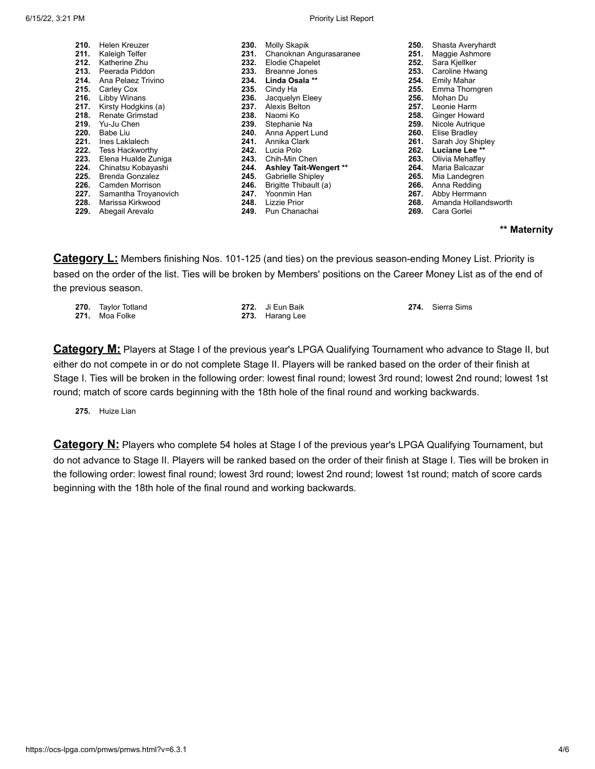210. Helen Kreuzer
211. Kaleigh Telfer
212. Katherine Zhu
213. Peerada Piddon
214. Ana Pelaez Trivino
215. Carley Cox
216. Libby Winans
217. Kirsty Hodgkins (a)
218. Renate Grimstad
219. Yu-Ju Chen
220. Babe Liu
221. Ines Laklalech
222. Tess Hackworthy
223. Elena Hualde Zuniga
224. Chinatsu Kobayashi
225. Brenda Gonzalez
226. Camden Morrison
227. Samantha Troyanovich
228. Marissa Kirkwood
229. Abegail Arevalo
230. Molly Skapik
231. Chanoknan Angurasaranee
232. Elodie Chapelet
233. Breanne Jones
234. **Linda Osala** **
235. Cindy Ha
236. Jacquelyn Eleey
237. Alexis Belton
238. Naomi Ko
239. Stephanie Na
240. Anna Appert Lund
241. Annika Clark
242. Lucia Polo
243. Chih-Min Chen
244. **Ashley Tait-Wengert** **
245. Gabrielle Shipley
246. Brigitte Thibault (a)
247. Yoonmin Han
248. Lizzie Prior
249. Pun Chanachai
250. Shasta Averyhardt
251. Maggie Ashmore
252. Sara Kjellker
253. Caroline Hwang
254. Emily Mahar
255. Emma Thorngren
256. Mohan Du
257. Leonie Harm
258. Ginger Howard
259. Nicole Autrique
260. Elise Bradley
261. Sarah Joy Shipley
262. **Luciane Lee** **
263. Olivia Mehaffey
264. Maria Balcazar
265. Mia Landegren
266. Anna Redding
267. Abby Herrmann
268. Amanda Hollandsworth
269. Cara Gorlei

** Maternity

**Category L:** Members finishing Nos. 101-125 (and ties) on the previous season-ending Money List. Priority is based on the order of the list. Ties will be broken by Members' positions on the Career Money List as of the end of the previous season.

270. Taylor Totland
271. Moa Folke
272. Ji Eun Baik
273. Harang Lee
274. Sierra Sims

**Category M:** Players at Stage I of the previous year's LPGA Qualifying Tournament who advance to Stage II, but either do not compete in or do not complete Stage II. Players will be ranked based on the order of their finish at Stage I. Ties will be broken in the following order: lowest final round; lowest 3rd round; lowest 2nd round; lowest 1st round; match of score cards beginning with the 18th hole of the final round and working backwards.

275. Huize Lian

**Category N:** Players who complete 54 holes at Stage I of the previous year's LPGA Qualifying Tournament, but do not advance to Stage II. Players will be ranked based on the order of their finish at Stage I. Ties will be broken in the following order: lowest final round; lowest 3rd round; lowest 2nd round; lowest 1st round; match of score cards beginning with the 18th hole of the final round and working backwards.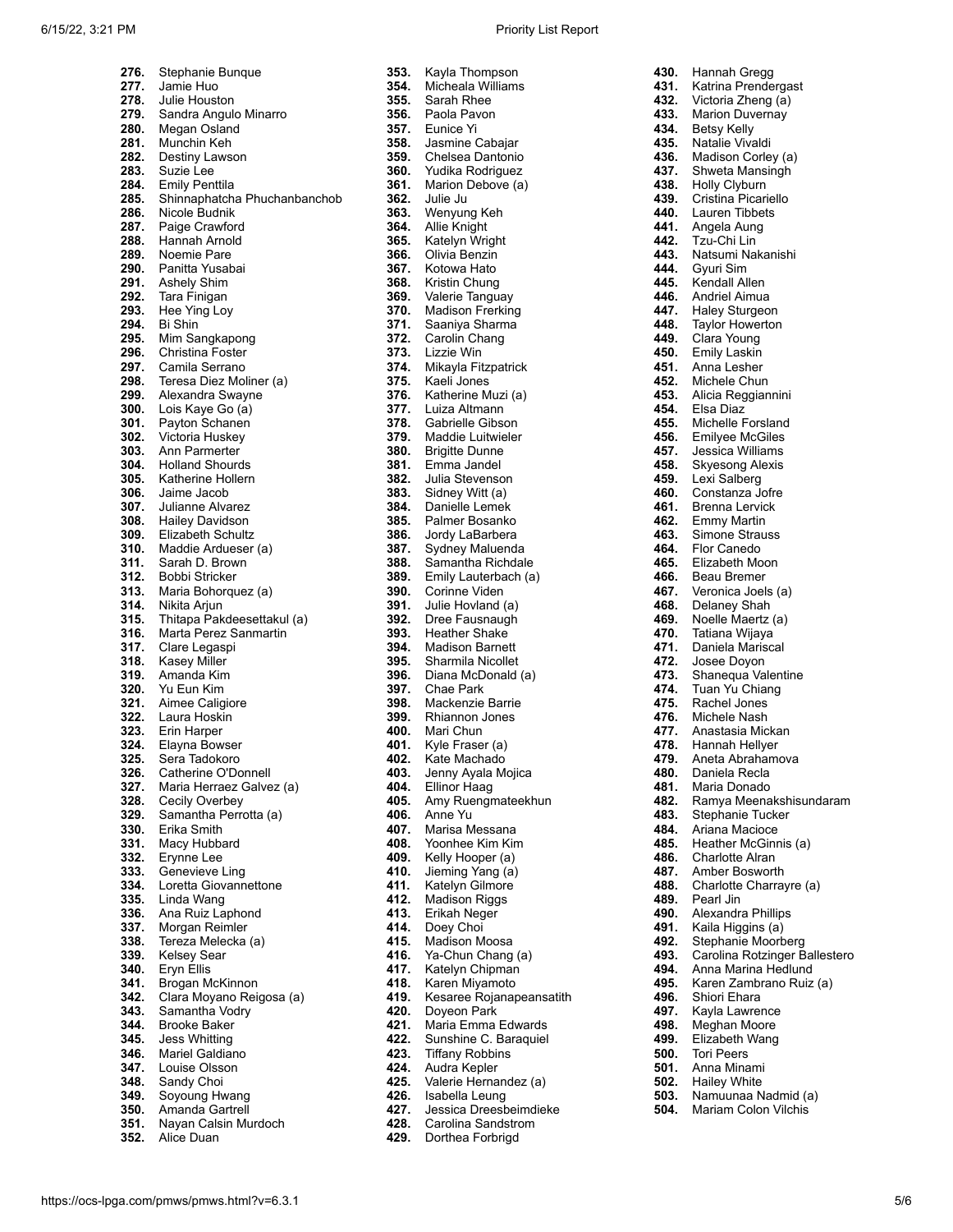276. Stephanie Bunque
277. Jamie Huo
278. Julie Houston
279. Sandra Angulo Minarro
280. Megan Osland
281. Munchin Keh
282. Destiny Lawson
283. Suzie Lee
284. Emily Penttila
285. Shinnaphatcha Phuchanbanchob
286. Nicole Budnik
287. Paige Crawford
288. Hannah Arnold
289. Noemie Pare
290. Panitta Yusabai
291. Ashely Shim
292. Tara Finigan
293. Hee Ying Loy
294. Bi Shin
295. Mim Sangkapong
296. Christina Foster
297. Camila Serrano
298. Teresa Diez Moliner (a)
299. Alexandra Swayne
300. Lois Kaye Go (a)
301. Payton Schanen
302. Victoria Huskey
303. Ann Parmerter
304. Holland Shourds
305. Katherine Hollern
306. Jaime Jacob
307. Julianne Alvarez
308. Hailey Davidson
309. Elizabeth Schultz
310. Maddie Ardueser (a)
311. Sarah D. Brown
312. Bobbi Stricker
313. Maria Bohorquez (a)
314. Nikita Arjun
315. Thitapa Pakdeesettakul (a)
316. Marta Perez Sanmartin
317. Clare Legaspi
318. Kasey Miller
319. Amanda Kim
320. Yu Eun Kim
321. Aimee Caligiore
322. Laura Hoskin
323. Erin Harper
324. Elayna Bowser
325. Sera Tadokoro
326. Catherine O'Donnell
327. Maria Herraez Galvez (a)
328. Cecily Overbey
329. Samantha Perrotta (a)
330. Erika Smith
331. Macy Hubbard
332. Erynne Lee
333. Genevieve Ling
334. Loretta Giovannettone
335. Linda Wang
336. Ana Ruiz Laphond
337. Morgan Reimler
338. Tereza Melecka (a)
339. Kelsey Sear
340. Eryn Ellis
341. Brogan McKinnon
342. Clara Moyano Reigosa (a)
343. Samantha Vodry
344. Brooke Baker
345. Jess Whitting
346. Mariel Galdiano
347. Louise Olsson
348. Sandy Choi
349. Soyoung Hwang
350. Amanda Gartrell
351. Nayan Calsin Murdoch
352. Alice Duan
353. Kayla Thompson
354. Micheala Williams
355. Sarah Rhee
356. Paola Pavon
357. Eunice Yi
358. Jasmine Cabajar
359. Chelsea Dantonio
360. Yudika Rodriguez
361. Marion Debove (a)
362. Julie Ju
363. Wenyung Keh
364. Allie Knight
365. Katelyn Wright
366. Olivia Benzin
367. Kotowa Hato
368. Kristin Chung
369. Valerie Tanguay
370. Madison Frerking
371. Saaniya Sharma
372. Carolin Chang
373. Lizzie Win
374. Mikayla Fitzpatrick
375. Kaeli Jones
376. Katherine Muzi (a)
377. Luiza Altmann
378. Gabrielle Gibson
379. Maddie Luitwieler
380. Brigitte Dunne
381. Emma Jandel
382. Julia Stevenson
383. Sidney Witt (a)
384. Danielle Lemek
385. Palmer Bosanko
386. Jordy LaBarbera
387. Sydney Maluenda
388. Samantha Richdale
389. Emily Lauterbach (a)
390. Corinne Viden
391. Julie Hovland (a)
392. Dree Fausnaugh
393. Heather Shake
394. Madison Barnett
395. Sharmila Nicollet
396. Diana McDonald (a)
397. Chae Park
398. Mackenzie Barrie
399. Rhiannon Jones
400. Mari Chun
401. Kyle Fraser (a)
402. Kate Machado
403. Jenny Ayala Mojica
404. Ellinor Haag
405. Amy Ruengmateekhun
406. Anne Yu
407. Marisa Messana
408. Yoonhee Kim Kim
409. Kelly Hooper (a)
410. Jieming Yang (a)
411. Katelyn Gilmore
412. Madison Riggs
413. Erikah Neger
414. Doey Choi
415. Madison Moosa
416. Ya-Chun Chang (a)
417. Katelyn Chipman
418. Karen Miyamoto
419. Kesaree Rojanapeansatith
420. Doyeon Park
421. Maria Emma Edwards
422. Sunshine C. Baraquiel
423. Tiffany Robbins
424. Audra Kepler
425. Valerie Hernandez (a)
426. Isabella Leung
427. Jessica Dreesbeimdieke
428. Carolina Sandstrom
429. Dorthea Forbrigd
430. Hannah Gregg
431. Katrina Prendergast
432. Victoria Zheng (a)
433. Marion Duvernay
434. Betsy Kelly
435. Natalie Vivaldi
436. Madison Corley (a)
437. Shweta Mansingh
438. Holly Clyburn
439. Cristina Picariello
440. Lauren Tibbets
441. Angela Aung
442. Tzu-Chi Lin
443. Natsumi Nakanishi
444. Gyuri Sim
445. Kendall Allen
446. Andriel Aimua
447. Haley Sturgeon
448. Taylor Howerton
449. Clara Young
450. Emily Laskin
451. Anna Lesher
452. Michele Chun
453. Alicia Reggiannini
454. Elsa Diaz
455. Michelle Forsland
456. Emilyee McGiles
457. Jessica Williams
458. Skyesong Alexis
459. Lexi Salberg
460. Constanza Jofre
461. Brenna Lervick
462. Emmy Martin
463. Simone Strauss
464. Flor Canedo
465. Elizabeth Moon
466. Beau Bremer
467. Veronica Joels (a)
468. Delaney Shah
469. Noelle Maertz (a)
470. Tatiana Wijaya
471. Daniela Mariscal
472. Josee Doyon
473. Shanequa Valentine
474. Tuan Yu Chiang
475. Rachel Jones
476. Michele Nash
477. Anastasia Mickan
478. Hannah Hellyer
479. Aneta Abrahamova
480. Daniela Recla
481. Maria Donado
482. Ramya Meenakshisundaram
483. Stephanie Tucker
484. Ariana Macioce
485. Heather McGinnis (a)
486. Charlotte Alran
487. Amber Bosworth
488. Charlotte Charrayre (a)
489. Pearl Jin
490. Alexandra Phillips
491. Kaila Higgins (a)
492. Stephanie Moorberg
493. Carolina Rotzinger Ballestero
494. Anna Marina Hedlund
495. Karen Zambrano Ruiz (a)
496. Shiori Ehara
497. Kayla Lawrence
498. Meghan Moore
499. Elizabeth Wang
500. Tori Peers
501. Anna Minami
502. Hailey White
503. Namuunaa Nadmid (a)
504. Mariam Colon Vilchis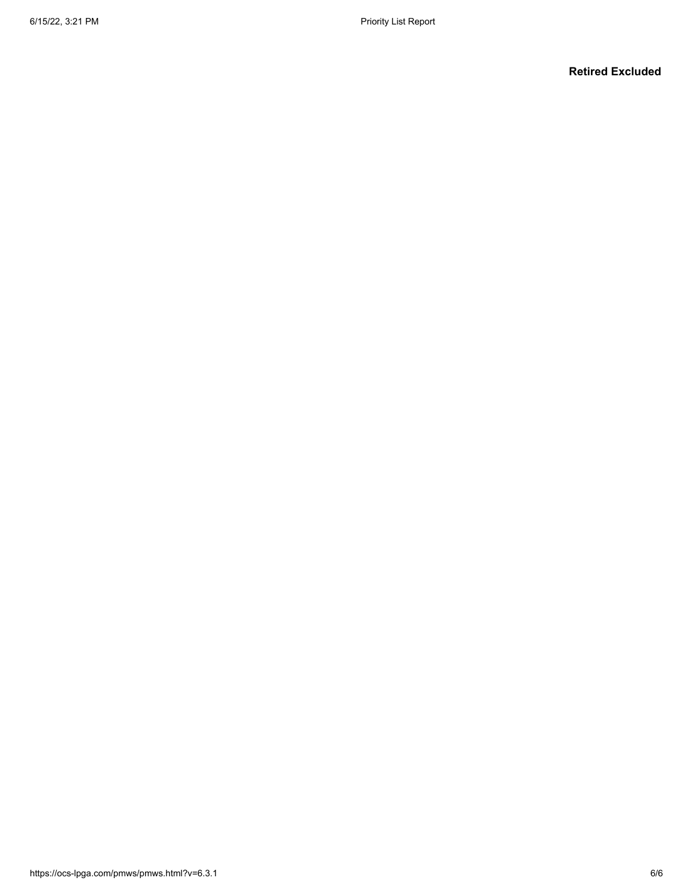**Retired Excluded**